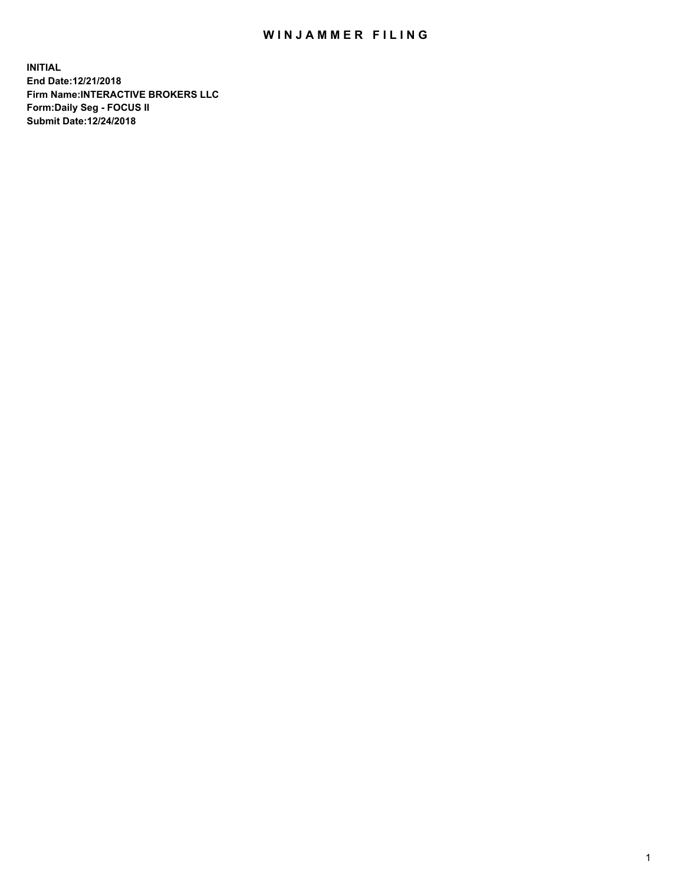# WINJAMMER FILING

**INITIAL**
**End Date:12/21/2018**
**Firm Name:INTERACTIVE BROKERS LLC**
**Form:Daily Seg - FOCUS II**
**Submit Date:12/24/2018**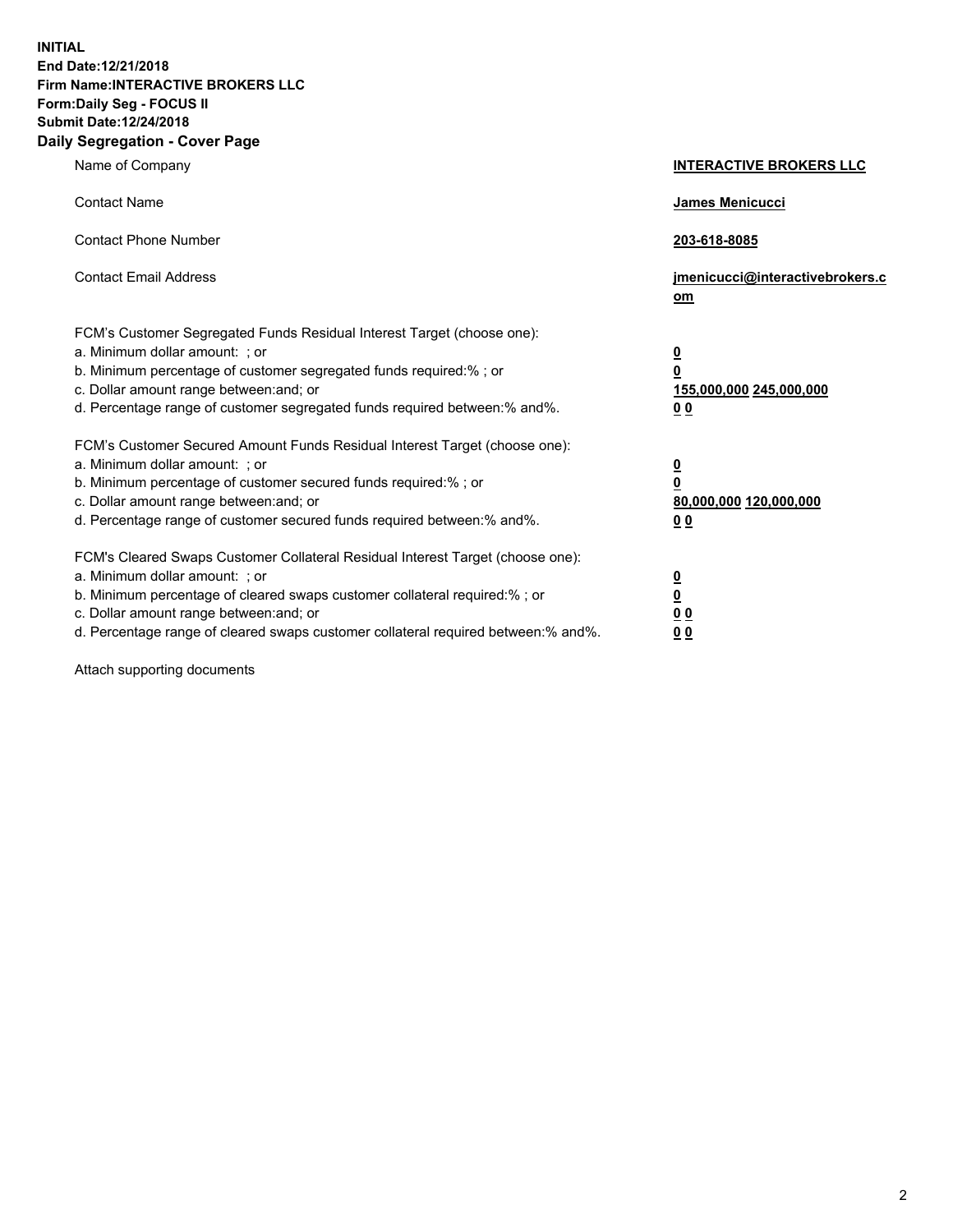**INITIAL**
**End Date:12/21/2018**
**Firm Name:INTERACTIVE BROKERS LLC**
**Form:Daily Seg - FOCUS II**
**Submit Date:12/24/2018**
**Daily Segregation - Cover Page**

| | |
|---|---|
| Name of Company | **INTERACTIVE BROKERS LLC** |
| Contact Name | **James Menicucci** |
| Contact Phone Number | **203-618-8085** |
| Contact Email Address | **jmenicucci@interactivebrokers.com** |
| FCM's Customer Segregated Funds Residual Interest Target (choose one): | |
| a. Minimum dollar amount: ; or | **0** |
| b. Minimum percentage of customer segregated funds required:% ; or | **0** |
| c. Dollar amount range between:and; or | **155,000,000 245,000,000** |
| d. Percentage range of customer segregated funds required between:% and%. | **0 0** |
| FCM's Customer Secured Amount Funds Residual Interest Target (choose one): | |
| a. Minimum dollar amount: ; or | **0** |
| b. Minimum percentage of customer secured funds required:% ; or | **0** |
| c. Dollar amount range between:and; or | **80,000,000 120,000,000** |
| d. Percentage range of customer secured funds required between:% and%. | **0 0** |
| FCM's Cleared Swaps Customer Collateral Residual Interest Target (choose one): | |
| a. Minimum dollar amount: ; or | **0** |
| b. Minimum percentage of cleared swaps customer collateral required:% ; or | **0** |
| c. Dollar amount range between:and; or | **0 0** |
| d. Percentage range of cleared swaps customer collateral required between:% and%. | **0 0** |

Attach supporting documents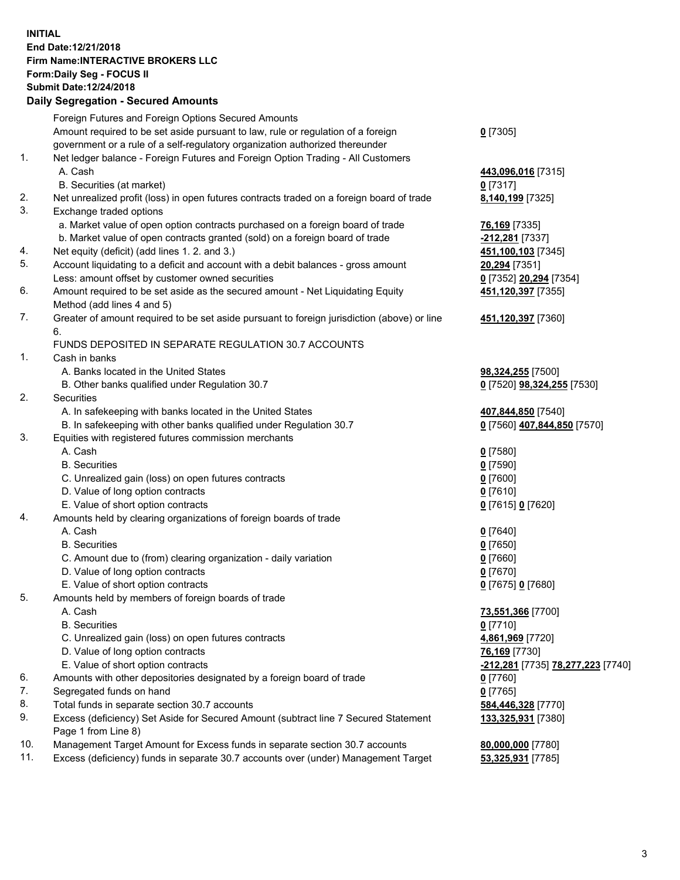**INITIAL**
**End Date:12/21/2018**
**Firm Name:INTERACTIVE BROKERS LLC**
**Form:Daily Seg - FOCUS II**
**Submit Date:12/24/2018**
**Daily Segregation - Secured Amounts**

| | | |
|---|---|---|
| | Foreign Futures and Foreign Options Secured Amounts | |
| | Amount required to be set aside pursuant to law, rule or regulation of a foreign government or a rule of a self-regulatory organization authorized thereunder | **0** [7305] |
| 1. | Net ledger balance - Foreign Futures and Foreign Option Trading - All Customers | |
| | A. Cash | **443,096,016** [7315] |
| | B. Securities (at market) | **0** [7317] |
| 2. | Net unrealized profit (loss) in open futures contracts traded on a foreign board of trade | **8,140,199** [7325] |
| 3. | Exchange traded options | |
| | a. Market value of open option contracts purchased on a foreign board of trade | **76,169** [7335] |
| | b. Market value of open contracts granted (sold) on a foreign board of trade | **-212,281** [7337] |
| 4. | Net equity (deficit) (add lines 1. 2. and 3.) | **451,100,103** [7345] |
| 5. | Account liquidating to a deficit and account with a debit balances - gross amount | **20,294** [7351] |
| | Less: amount offset by customer owned securities | **0** [7352] **20,294** [7354] |
| 6. | Amount required to be set aside as the secured amount - Net Liquidating Equity Method (add lines 4 and 5) | **451,120,397** [7355] |
| 7. | Greater of amount required to be set aside pursuant to foreign jurisdiction (above) or line 6. | **451,120,397** [7360] |
| | FUNDS DEPOSITED IN SEPARATE REGULATION 30.7 ACCOUNTS | |
| 1. | Cash in banks | |
| | A. Banks located in the United States | **98,324,255** [7500] |
| | B. Other banks qualified under Regulation 30.7 | **0** [7520] **98,324,255** [7530] |
| 2. | Securities | |
| | A. In safekeeping with banks located in the United States | **407,844,850** [7540] |
| | B. In safekeeping with other banks qualified under Regulation 30.7 | **0** [7560] **407,844,850** [7570] |
| 3. | Equities with registered futures commission merchants | |
| | A. Cash | **0** [7580] |
| | B. Securities | **0** [7590] |
| | C. Unrealized gain (loss) on open futures contracts | **0** [7600] |
| | D. Value of long option contracts | **0** [7610] |
| | E. Value of short option contracts | **0** [7615] **0** [7620] |
| 4. | Amounts held by clearing organizations of foreign boards of trade | |
| | A. Cash | **0** [7640] |
| | B. Securities | **0** [7650] |
| | C. Amount due to (from) clearing organization - daily variation | **0** [7660] |
| | D. Value of long option contracts | **0** [7670] |
| | E. Value of short option contracts | **0** [7675] **0** [7680] |
| 5. | Amounts held by members of foreign boards of trade | |
| | A. Cash | **73,551,366** [7700] |
| | B. Securities | **0** [7710] |
| | C. Unrealized gain (loss) on open futures contracts | **4,861,969** [7720] |
| | D. Value of long option contracts | **76,169** [7730] |
| | E. Value of short option contracts | **-212,281** [7735] **78,277,223** [7740] |
| 6. | Amounts with other depositories designated by a foreign board of trade | **0** [7760] |
| 7. | Segregated funds on hand | **0** [7765] |
| 8. | Total funds in separate section 30.7 accounts | **584,446,328** [7770] |
| 9. | Excess (deficiency) Set Aside for Secured Amount (subtract line 7 Secured Statement Page 1 from Line 8) | **133,325,931** [7380] |
| 10. | Management Target Amount for Excess funds in separate section 30.7 accounts | **80,000,000** [7780] |
| 11. | Excess (deficiency) funds in separate 30.7 accounts over (under) Management Target | **53,325,931** [7785] |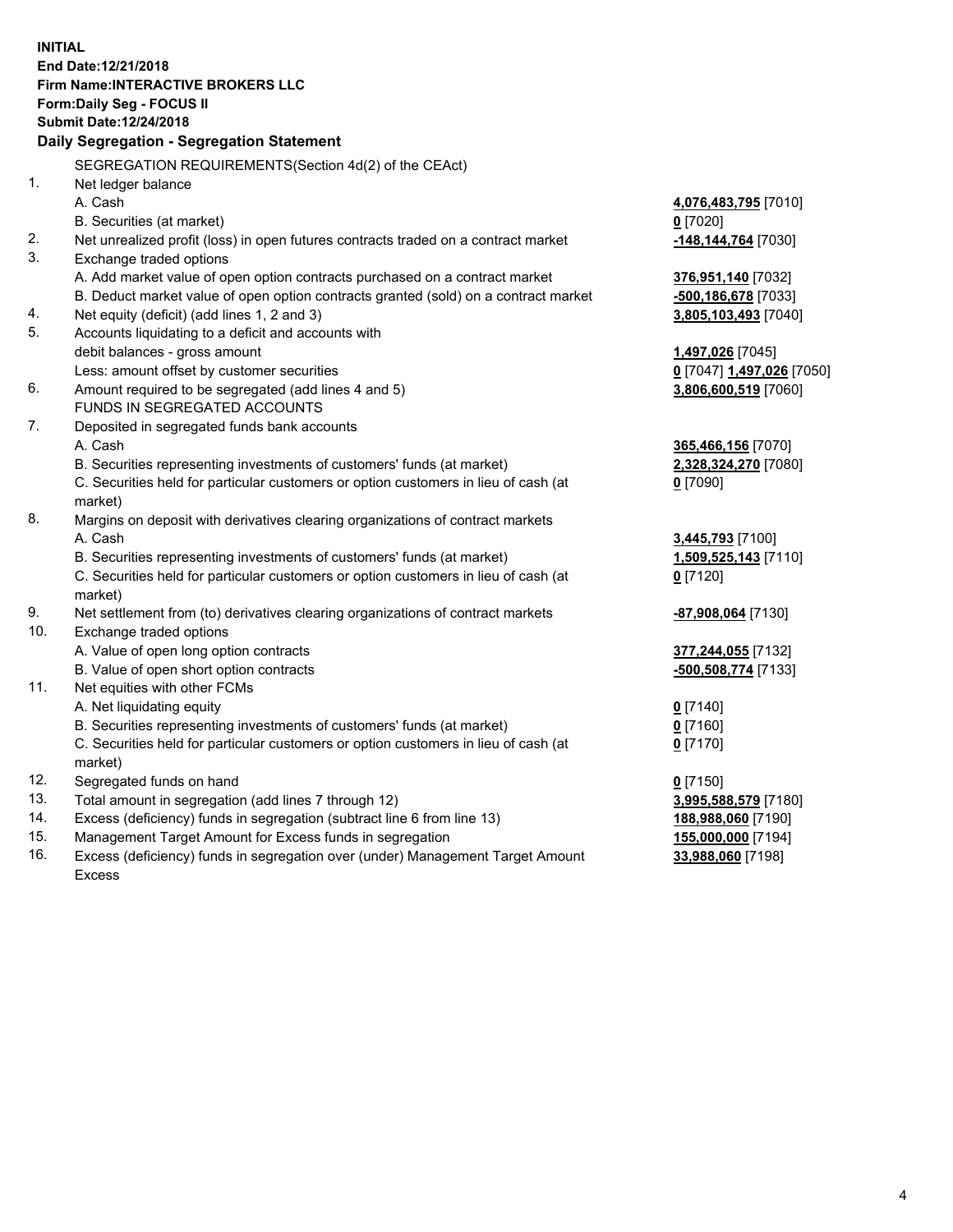**INITIAL**
**End Date:12/21/2018**
**Firm Name:INTERACTIVE BROKERS LLC**
**Form:Daily Seg - FOCUS II**
**Submit Date:12/24/2018**

**Daily Segregation - Segregation Statement**

| | | |
|---|---|---|
| | SEGREGATION REQUIREMENTS(Section 4d(2) of the CEAct) | |
| 1. | Net ledger balance | |
| | A. Cash | **4,076,483,795** [7010] |
| | B. Securities (at market) | **0** [7020] |
| 2. | Net unrealized profit (loss) in open futures contracts traded on a contract market | **-148,144,764** [7030] |
| 3. | Exchange traded options | |
| | A. Add market value of open option contracts purchased on a contract market | **376,951,140** [7032] |
| | B. Deduct market value of open option contracts granted (sold) on a contract market | **-500,186,678** [7033] |
| 4. | Net equity (deficit) (add lines 1, 2 and 3) | **3,805,103,493** [7040] |
| 5. | Accounts liquidating to a deficit and accounts with debit balances - gross amount | **1,497,026** [7045] |
| | Less: amount offset by customer securities | **0** [7047] **1,497,026** [7050] |
| 6. | Amount required to be segregated (add lines 4 and 5) | **3,806,600,519** [7060] |
| | FUNDS IN SEGREGATED ACCOUNTS | |
| 7. | Deposited in segregated funds bank accounts | |
| | A. Cash | **365,466,156** [7070] |
| | B. Securities representing investments of customers' funds (at market) | **2,328,324,270** [7080] |
| | C. Securities held for particular customers or option customers in lieu of cash (at market) | **0** [7090] |
| 8. | Margins on deposit with derivatives clearing organizations of contract markets | |
| | A. Cash | **3,445,793** [7100] |
| | B. Securities representing investments of customers' funds (at market) | **1,509,525,143** [7110] |
| | C. Securities held for particular customers or option customers in lieu of cash (at market) | **0** [7120] |
| 9. | Net settlement from (to) derivatives clearing organizations of contract markets | **-87,908,064** [7130] |
| 10. | Exchange traded options | |
| | A. Value of open long option contracts | **377,244,055** [7132] |
| | B. Value of open short option contracts | **-500,508,774** [7133] |
| 11. | Net equities with other FCMs | |
| | A. Net liquidating equity | **0** [7140] |
| | B. Securities representing investments of customers' funds (at market) | **0** [7160] |
| | C. Securities held for particular customers or option customers in lieu of cash (at market) | **0** [7170] |
| 12. | Segregated funds on hand | **0** [7150] |
| 13. | Total amount in segregation (add lines 7 through 12) | **3,995,588,579** [7180] |
| 14. | Excess (deficiency) funds in segregation (subtract line 6 from line 13) | **188,988,060** [7190] |
| 15. | Management Target Amount for Excess funds in segregation | **155,000,000** [7194] |
| 16. | Excess (deficiency) funds in segregation over (under) Management Target Amount Excess | **33,988,060** [7198] |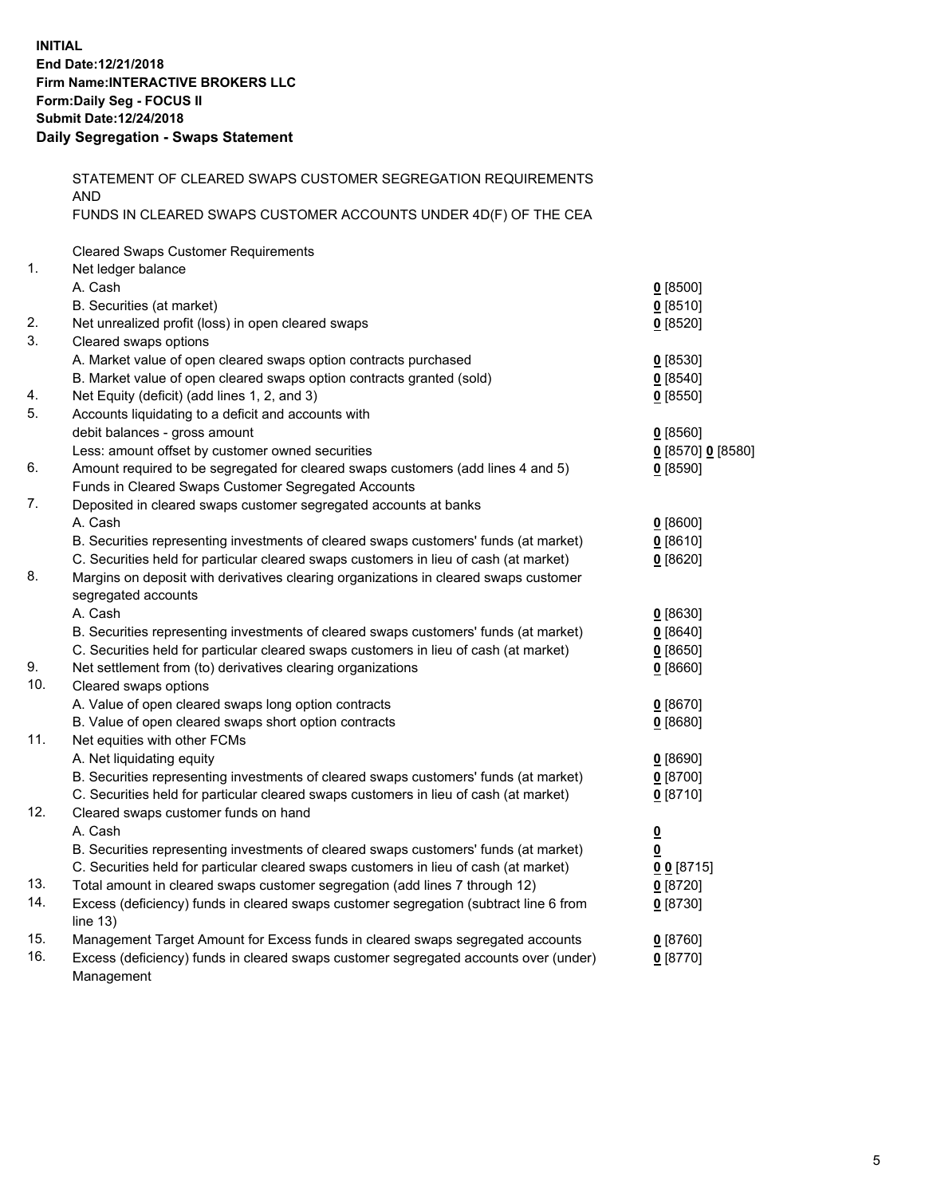**INITIAL**
**End Date:12/21/2018**
**Firm Name:INTERACTIVE BROKERS LLC**
**Form:Daily Seg - FOCUS II**
**Submit Date:12/24/2018**
**Daily Segregation - Swaps Statement**

STATEMENT OF CLEARED SWAPS CUSTOMER SEGREGATION REQUIREMENTS AND FUNDS IN CLEARED SWAPS CUSTOMER ACCOUNTS UNDER 4D(F) OF THE CEA

| | | |
|---|---|---|
| | Cleared Swaps Customer Requirements | |
| 1. | Net ledger balance | |
| | A. Cash | 0 [8500] |
| | B. Securities (at market) | 0 [8510] |
| 2. | Net unrealized profit (loss) in open cleared swaps | 0 [8520] |
| 3. | Cleared swaps options | |
| | A. Market value of open cleared swaps option contracts purchased | 0 [8530] |
| | B. Market value of open cleared swaps option contracts granted (sold) | 0 [8540] |
| 4. | Net Equity (deficit) (add lines 1, 2, and 3) | 0 [8550] |
| 5. | Accounts liquidating to a deficit and accounts with debit balances - gross amount | 0 [8560] |
| | Less: amount offset by customer owned securities | 0 [8570] 0 [8580] |
| 6. | Amount required to be segregated for cleared swaps customers (add lines 4 and 5) | 0 [8590] |
| | Funds in Cleared Swaps Customer Segregated Accounts | |
| 7. | Deposited in cleared swaps customer segregated accounts at banks | |
| | A. Cash | 0 [8600] |
| | B. Securities representing investments of cleared swaps customers' funds (at market) | 0 [8610] |
| | C. Securities held for particular cleared swaps customers in lieu of cash (at market) | 0 [8620] |
| 8. | Margins on deposit with derivatives clearing organizations in cleared swaps customer segregated accounts | |
| | A. Cash | 0 [8630] |
| | B. Securities representing investments of cleared swaps customers' funds (at market) | 0 [8640] |
| | C. Securities held for particular cleared swaps customers in lieu of cash (at market) | 0 [8650] |
| 9. | Net settlement from (to) derivatives clearing organizations | 0 [8660] |
| 10. | Cleared swaps options | |
| | A. Value of open cleared swaps long option contracts | 0 [8670] |
| | B. Value of open cleared swaps short option contracts | 0 [8680] |
| 11. | Net equities with other FCMs | |
| | A. Net liquidating equity | 0 [8690] |
| | B. Securities representing investments of cleared swaps customers' funds (at market) | 0 [8700] |
| | C. Securities held for particular cleared swaps customers in lieu of cash (at market) | 0 [8710] |
| 12. | Cleared swaps customer funds on hand | |
| | A. Cash | 0 |
| | B. Securities representing investments of cleared swaps customers' funds (at market) | 0 |
| | C. Securities held for particular cleared swaps customers in lieu of cash (at market) | 0 0 [8715] |
| 13. | Total amount in cleared swaps customer segregation (add lines 7 through 12) | 0 [8720] |
| 14. | Excess (deficiency) funds in cleared swaps customer segregation (subtract line 6 from line 13) | 0 [8730] |
| 15. | Management Target Amount for Excess funds in cleared swaps segregated accounts | 0 [8760] |
| 16. | Excess (deficiency) funds in cleared swaps customer segregated accounts over (under) Management | 0 [8770] |